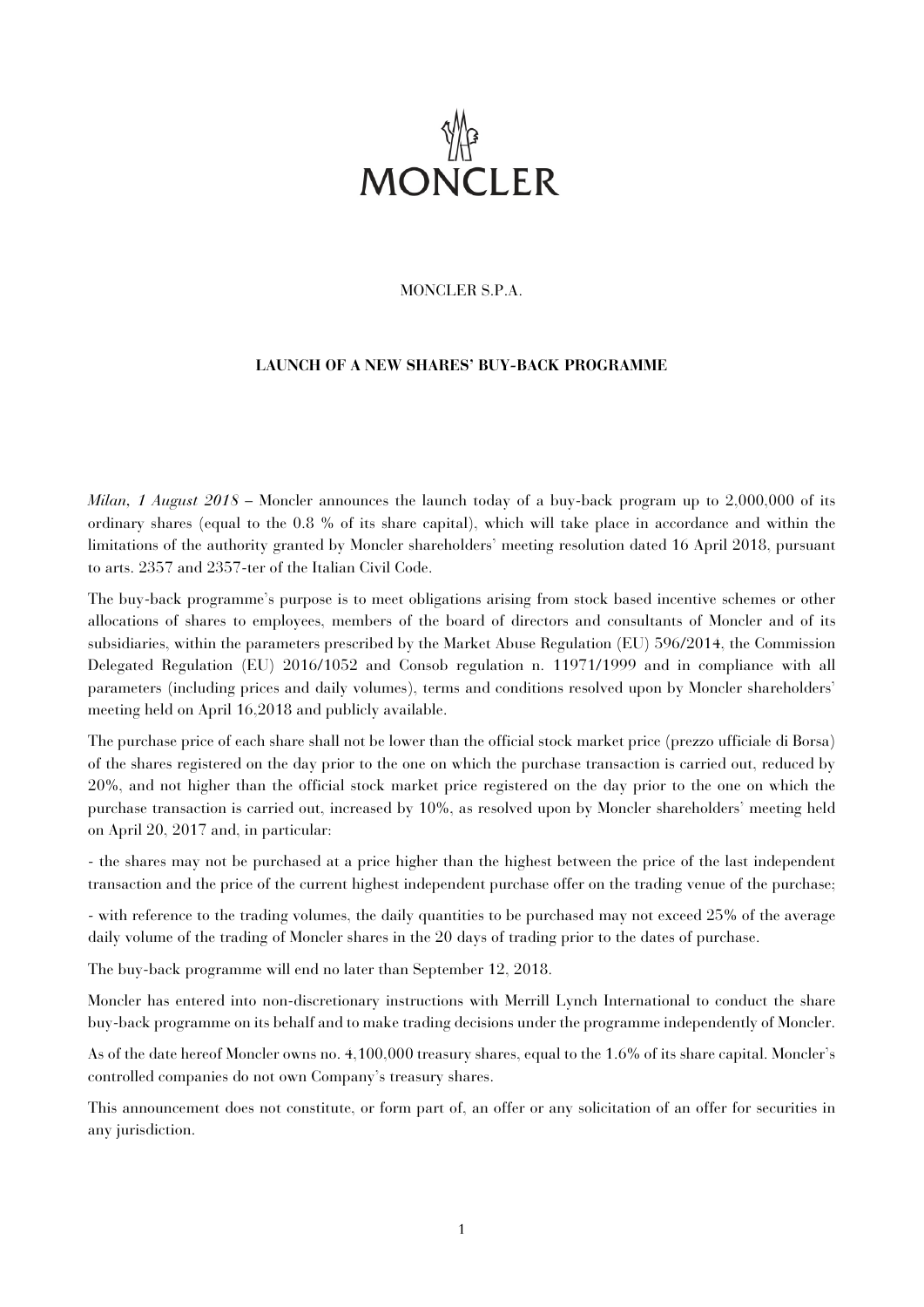MONCLER

MONCLER S.P.A.

**LAUNCH OF A NEW SHARES' BUY-BACK PROGRAMME**

*Milan, 1 August 2018* – Moncler announces the launch today of a buy-back program up to 2,000,000 of its ordinary shares (equal to the 0.8 % of its share capital), which will take place in accordance and within the limitations of the authority granted by Moncler shareholders' meeting resolution dated 16 April 2018, pursuant to arts. 2357 and 2357-ter of the Italian Civil Code.

The buy-back programme's purpose is to meet obligations arising from stock based incentive schemes or other allocations of shares to employees, members of the board of directors and consultants of Moncler and of its subsidiaries, within the parameters prescribed by the Market Abuse Regulation (EU) 596/2014, the Commission Delegated Regulation (EU) 2016/1052 and Consob regulation n. 11971/1999 and in compliance with all parameters (including prices and daily volumes), terms and conditions resolved upon by Moncler shareholders' meeting held on April 16.2018 and publicly available.

The purchase price of each share shall not be lower than the official stock market price (prezzo ufficiale di Borsa) of the shares registered on the day prior to the one on which the purchase transaction is carried out, reduced by 20%, and not higher than the official stock market price registered on the day prior to the one on which the purchase transaction is carried out, increased by 10%, as resolved upon by Moncler shareholders' meeting held on April 20, 2017 and, in particular:

- the shares may not be purchased at a price higher than the highest between the price of the last independent transaction and the price of the current highest independent purchase offer on the trading venue of the purchase;
- with reference to the trading volumes, the daily quantities to be purchased may not exceed 25% of the average daily volume of the trading of Moncler shares in the 20 days of trading prior to the dates of purchase.

The buy-back programme will end no later than September 12, 2018.

Moncler has entered into non-discretionary instructions with Merrill Lynch International to conduct the share buy-back programme on its behalf and to make trading decisions under the programme independently of Moncler.

As of the date hereof Moncler owns no. 4,100,000 treasury shares, equal to the 1.6% of its share capital. Moncler's controlled companies do not own Company's treasury shares.

This announcement does not constitute, or form part of, an offer or any solicitation of an offer for securities in any jurisdiction.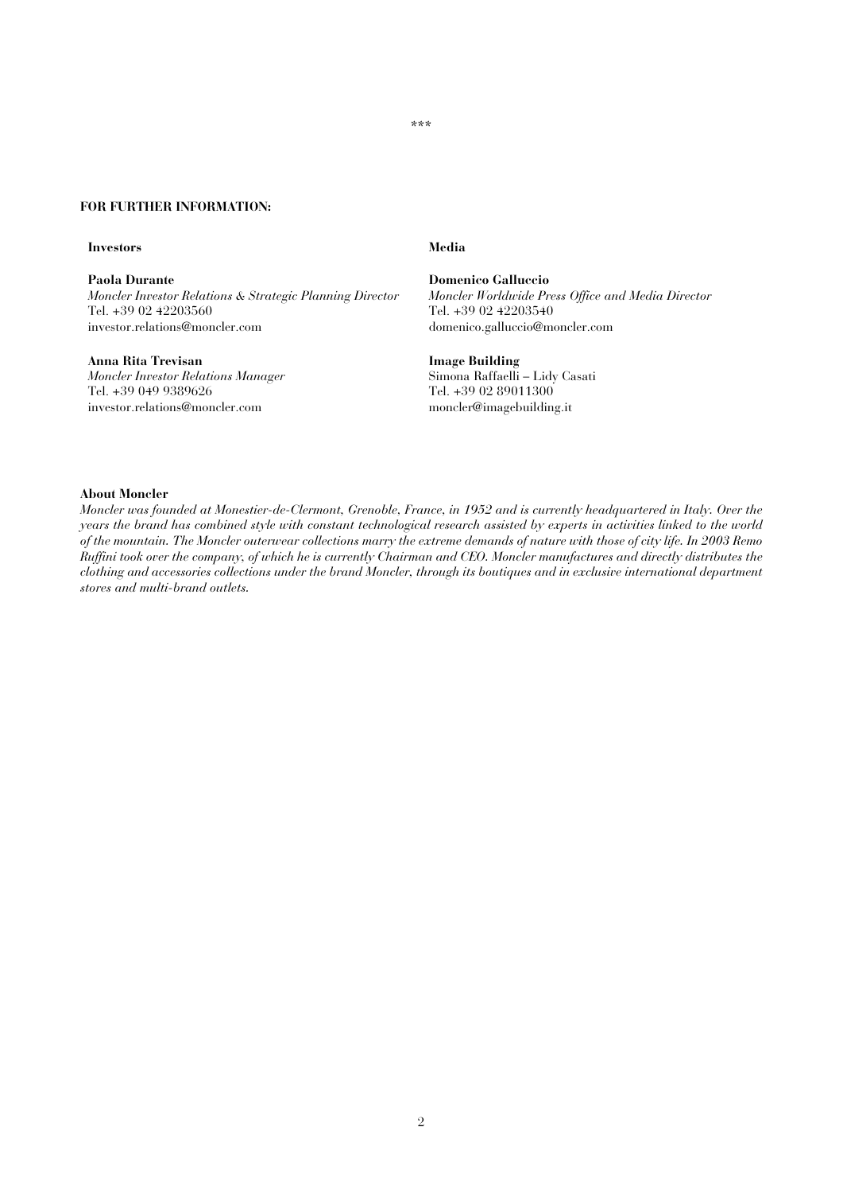\*\*\*

**FOR FURTHER INFORMATION:**

**Investors**

**Paola Durante**
*Moncler Investor Relations & Strategic Planning Director*
Tel. +39 02 42203560
investor.relations@moncler.com

**Anna Rita Trevisan**
*Moncler Investor Relations Manager*
Tel. +39 049 9389626
investor.relations@moncler.com

**Media**

**Domenico Galluccio**
*Moncler Worldwide Press Office and Media Director*
Tel. +39 02 42203540
domenico.galluccio@moncler.com

**Image Building**
Simona Raffaelli – Lidy Casati
Tel. +39 02 89011300
moncler@imagebuilding.it

**About Moncler**
*Moncler was founded at Monestier-de-Clermont, Grenoble, France, in 1952 and is currently headquartered in Italy. Over the years the brand has combined style with constant technological research assisted by experts in activities linked to the world of the mountain. The Moncler outerwear collections marry the extreme demands of nature with those of city life. In 2003 Remo Ruffini took over the company, of which he is currently Chairman and CEO. Moncler manufactures and directly distributes the clothing and accessories collections under the brand Moncler, through its boutiques and in exclusive international department stores and multi-brand outlets.*